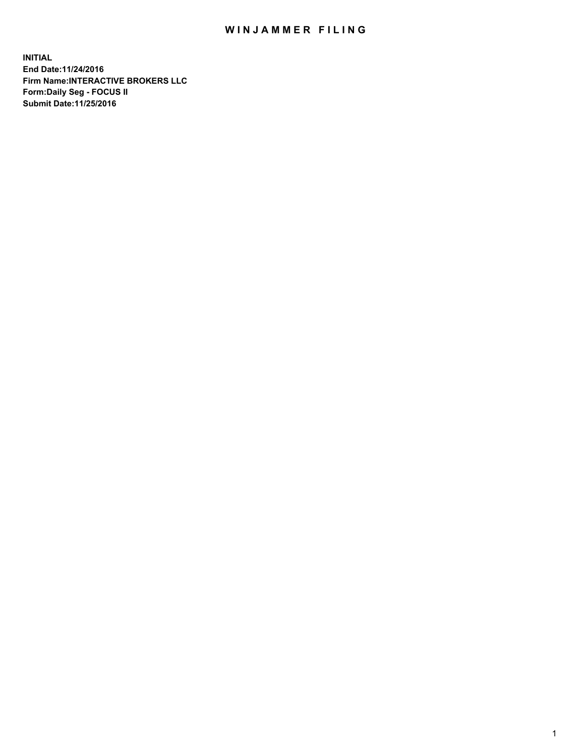# WINJAMMER FILING

**INITIAL**
**End Date:11/24/2016**
**Firm Name:INTERACTIVE BROKERS LLC**
**Form:Daily Seg - FOCUS II**
**Submit Date:11/25/2016**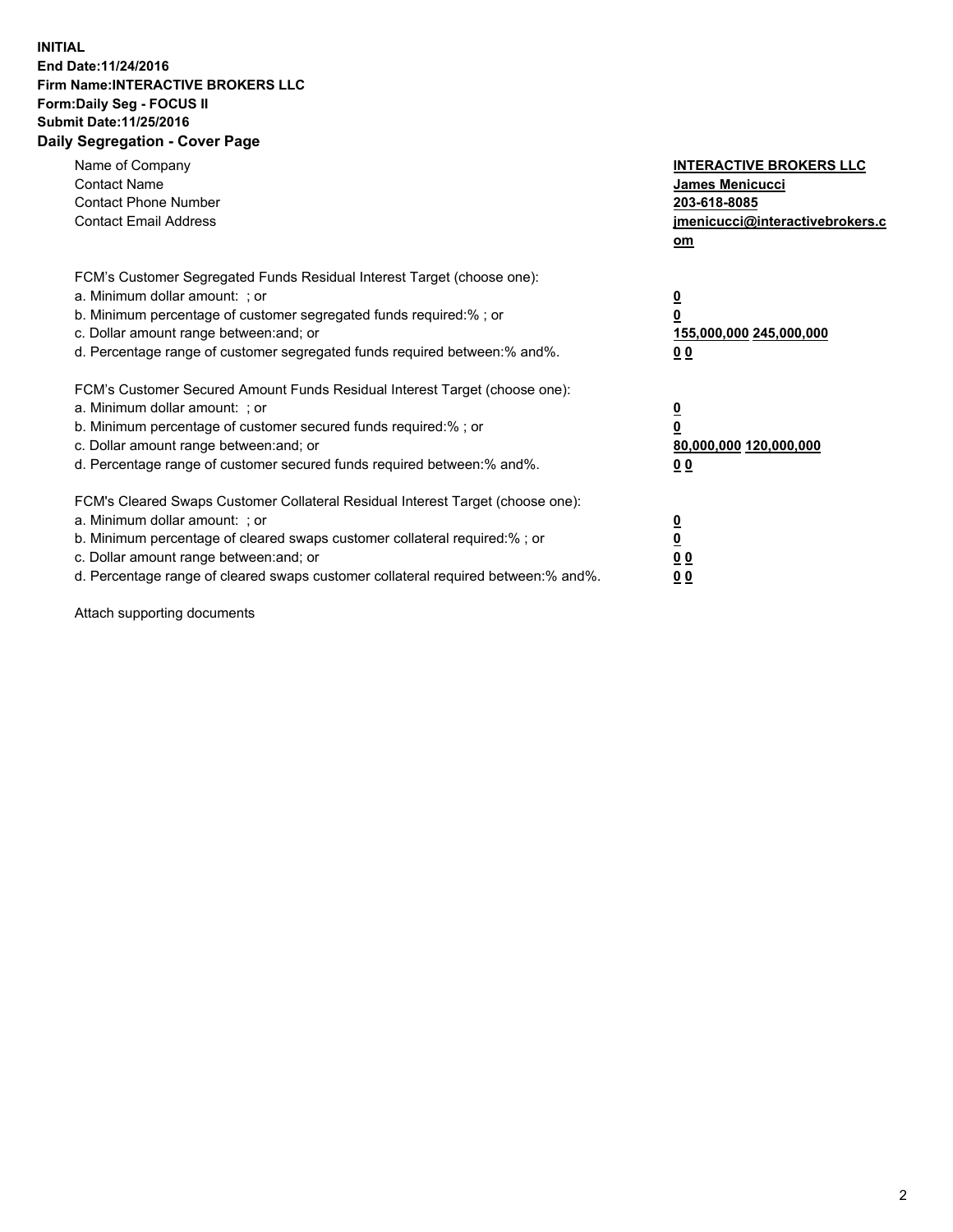**INITIAL**
**End Date:11/24/2016**
**Firm Name:INTERACTIVE BROKERS LLC**
**Form:Daily Seg - FOCUS II**
**Submit Date:11/25/2016**

## Daily Segregation - Cover Page

| | |
|---|---|
| Name of Company | **INTERACTIVE BROKERS LLC** |
| Contact Name | **James Menicucci** |
| Contact Phone Number | **203-618-8085** |
| Contact Email Address | **jmenicucci@interactivebrokers.com** |

FCM's Customer Segregated Funds Residual Interest Target (choose one):

| | |
|---|---|
| a. Minimum dollar amount: ; or | **0** |
| b. Minimum percentage of customer segregated funds required:% ; or | **0** |
| c. Dollar amount range between:and; or | **155,000,000 245,000,000** |
| d. Percentage range of customer segregated funds required between:% and%. | **0 0** |

FCM's Customer Secured Amount Funds Residual Interest Target (choose one):

| | |
|---|---|
| a. Minimum dollar amount: ; or | **0** |
| b. Minimum percentage of customer secured funds required:% ; or | **0** |
| c. Dollar amount range between:and; or | **80,000,000 120,000,000** |
| d. Percentage range of customer secured funds required between:% and%. | **0 0** |

FCM's Cleared Swaps Customer Collateral Residual Interest Target (choose one):

| | |
|---|---|
| a. Minimum dollar amount: ; or | **0** |
| b. Minimum percentage of cleared swaps customer collateral required:% ; or | **0** |
| c. Dollar amount range between:and; or | **0 0** |
| d. Percentage range of cleared swaps customer collateral required between:% and%. | **0 0** |

Attach supporting documents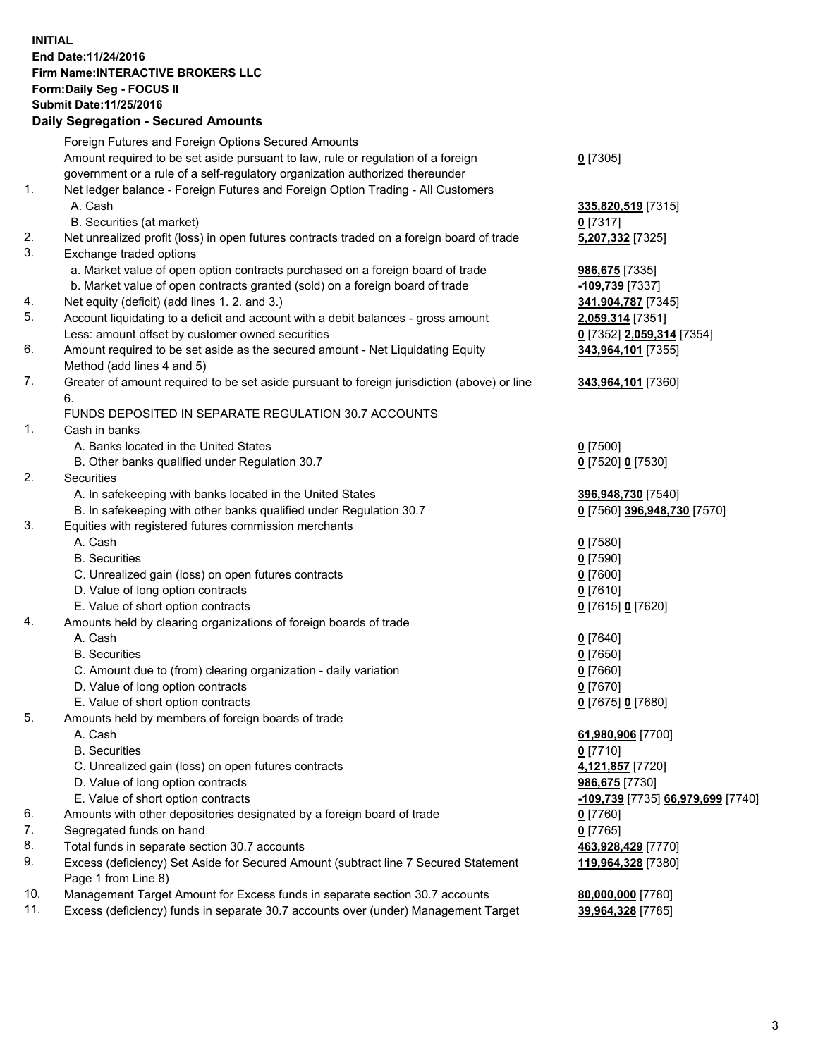**INITIAL**
**End Date:11/24/2016**
**Firm Name:INTERACTIVE BROKERS LLC**
**Form:Daily Seg - FOCUS II**
**Submit Date:11/25/2016**

**Daily Segregation - Secured Amounts**

| | | |
|---|---|---|
| | Foreign Futures and Foreign Options Secured Amounts | |
| | Amount required to be set aside pursuant to law, rule or regulation of a foreign government or a rule of a self-regulatory organization authorized thereunder | **0** [7305] |
| 1. | Net ledger balance - Foreign Futures and Foreign Option Trading - All Customers | |
| | A. Cash | **335,820,519** [7315] |
| | B. Securities (at market) | **0** [7317] |
| 2. | Net unrealized profit (loss) in open futures contracts traded on a foreign board of trade | **5,207,332** [7325] |
| 3. | Exchange traded options | |
| | a. Market value of open option contracts purchased on a foreign board of trade | **986,675** [7335] |
| | b. Market value of open contracts granted (sold) on a foreign board of trade | **-109,739** [7337] |
| 4. | Net equity (deficit) (add lines 1. 2. and 3.) | **341,904,787** [7345] |
| 5. | Account liquidating to a deficit and account with a debit balances - gross amount | **2,059,314** [7351] |
| | Less: amount offset by customer owned securities | **0** [7352] **2,059,314** [7354] |
| 6. | Amount required to be set aside as the secured amount - Net Liquidating Equity Method (add lines 4 and 5) | **343,964,101** [7355] |
| 7. | Greater of amount required to be set aside pursuant to foreign jurisdiction (above) or line 6. | **343,964,101** [7360] |
| | FUNDS DEPOSITED IN SEPARATE REGULATION 30.7 ACCOUNTS | |
| 1. | Cash in banks | |
| | A. Banks located in the United States | **0** [7500] |
| | B. Other banks qualified under Regulation 30.7 | **0** [7520] **0** [7530] |
| 2. | Securities | |
| | A. In safekeeping with banks located in the United States | **396,948,730** [7540] |
| | B. In safekeeping with other banks qualified under Regulation 30.7 | **0** [7560] **396,948,730** [7570] |
| 3. | Equities with registered futures commission merchants | |
| | A. Cash | **0** [7580] |
| | B. Securities | **0** [7590] |
| | C. Unrealized gain (loss) on open futures contracts | **0** [7600] |
| | D. Value of long option contracts | **0** [7610] |
| | E. Value of short option contracts | **0** [7615] **0** [7620] |
| 4. | Amounts held by clearing organizations of foreign boards of trade | |
| | A. Cash | **0** [7640] |
| | B. Securities | **0** [7650] |
| | C. Amount due to (from) clearing organization - daily variation | **0** [7660] |
| | D. Value of long option contracts | **0** [7670] |
| | E. Value of short option contracts | **0** [7675] **0** [7680] |
| 5. | Amounts held by members of foreign boards of trade | |
| | A. Cash | **61,980,906** [7700] |
| | B. Securities | **0** [7710] |
| | C. Unrealized gain (loss) on open futures contracts | **4,121,857** [7720] |
| | D. Value of long option contracts | **986,675** [7730] |
| | E. Value of short option contracts | **-109,739** [7735] **66,979,699** [7740] |
| 6. | Amounts with other depositories designated by a foreign board of trade | **0** [7760] |
| 7. | Segregated funds on hand | **0** [7765] |
| 8. | Total funds in separate section 30.7 accounts | **463,928,429** [7770] |
| 9. | Excess (deficiency) Set Aside for Secured Amount (subtract line 7 Secured Statement Page 1 from Line 8) | **119,964,328** [7380] |
| 10. | Management Target Amount for Excess funds in separate section 30.7 accounts | **80,000,000** [7780] |
| 11. | Excess (deficiency) funds in separate 30.7 accounts over (under) Management Target | **39,964,328** [7785] |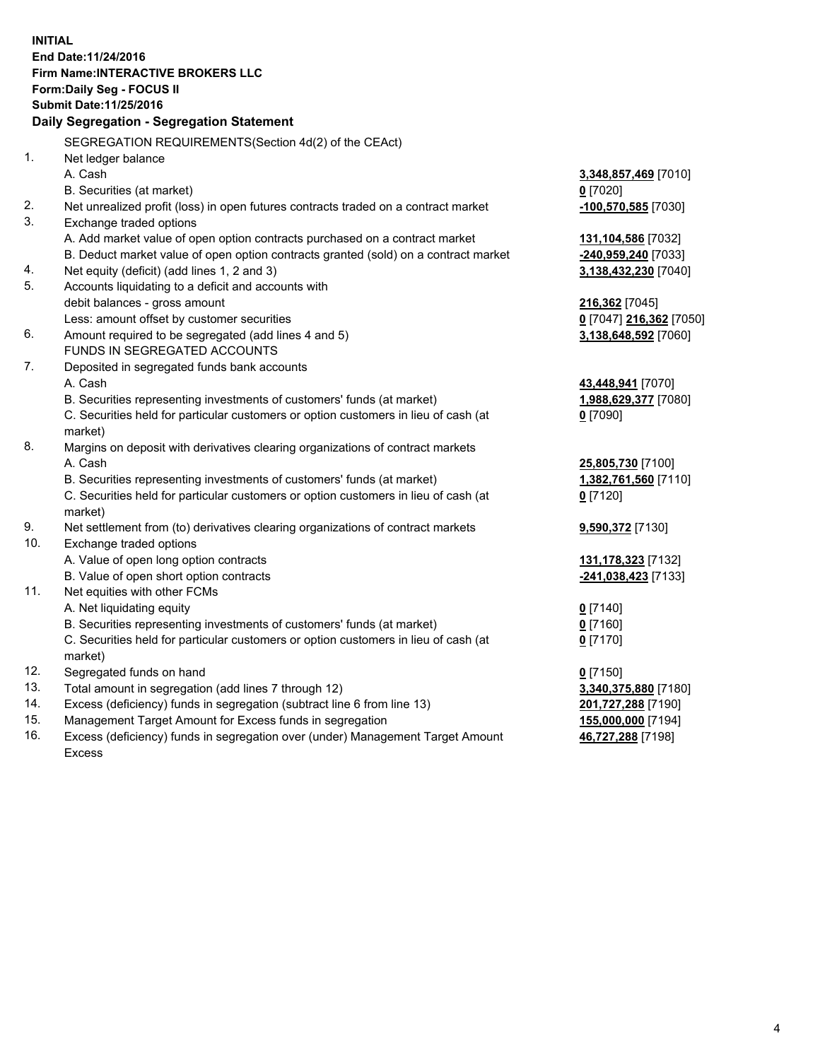**INITIAL**
**End Date:11/24/2016**
**Firm Name:INTERACTIVE BROKERS LLC**
**Form:Daily Seg - FOCUS II**
**Submit Date:11/25/2016**

## Daily Segregation - Segregation Statement

SEGREGATION REQUIREMENTS(Section 4d(2) of the CEAct)

| | | |
|---|---|---|
| 1. | Net ledger balance | |
| | A. Cash | **3,348,857,469** [7010] |
| | B. Securities (at market) | **0** [7020] |
| 2. | Net unrealized profit (loss) in open futures contracts traded on a contract market | **-100,570,585** [7030] |
| 3. | Exchange traded options | |
| | A. Add market value of open option contracts purchased on a contract market | **131,104,586** [7032] |
| | B. Deduct market value of open option contracts granted (sold) on a contract market | **-240,959,240** [7033] |
| 4. | Net equity (deficit) (add lines 1, 2 and 3) | **3,138,432,230** [7040] |
| 5. | Accounts liquidating to a deficit and accounts with | |
| | debit balances - gross amount | **216,362** [7045] |
| | Less: amount offset by customer securities | **0** [7047] **216,362** [7050] |
| 6. | Amount required to be segregated (add lines 4 and 5) | **3,138,648,592** [7060] |
| | FUNDS IN SEGREGATED ACCOUNTS | |
| 7. | Deposited in segregated funds bank accounts | |
| | A. Cash | **43,448,941** [7070] |
| | B. Securities representing investments of customers' funds (at market) | **1,988,629,377** [7080] |
| | C. Securities held for particular customers or option customers in lieu of cash (at market) | **0** [7090] |
| 8. | Margins on deposit with derivatives clearing organizations of contract markets | |
| | A. Cash | **25,805,730** [7100] |
| | B. Securities representing investments of customers' funds (at market) | **1,382,761,560** [7110] |
| | C. Securities held for particular customers or option customers in lieu of cash (at market) | **0** [7120] |
| 9. | Net settlement from (to) derivatives clearing organizations of contract markets | **9,590,372** [7130] |
| 10. | Exchange traded options | |
| | A. Value of open long option contracts | **131,178,323** [7132] |
| | B. Value of open short option contracts | **-241,038,423** [7133] |
| 11. | Net equities with other FCMs | |
| | A. Net liquidating equity | **0** [7140] |
| | B. Securities representing investments of customers' funds (at market) | **0** [7160] |
| | C. Securities held for particular customers or option customers in lieu of cash (at market) | **0** [7170] |
| 12. | Segregated funds on hand | **0** [7150] |
| 13. | Total amount in segregation (add lines 7 through 12) | **3,340,375,880** [7180] |
| 14. | Excess (deficiency) funds in segregation (subtract line 6 from line 13) | **201,727,288** [7190] |
| 15. | Management Target Amount for Excess funds in segregation | **155,000,000** [7194] |
| 16. | Excess (deficiency) funds in segregation over (under) Management Target Amount Excess | **46,727,288** [7198] |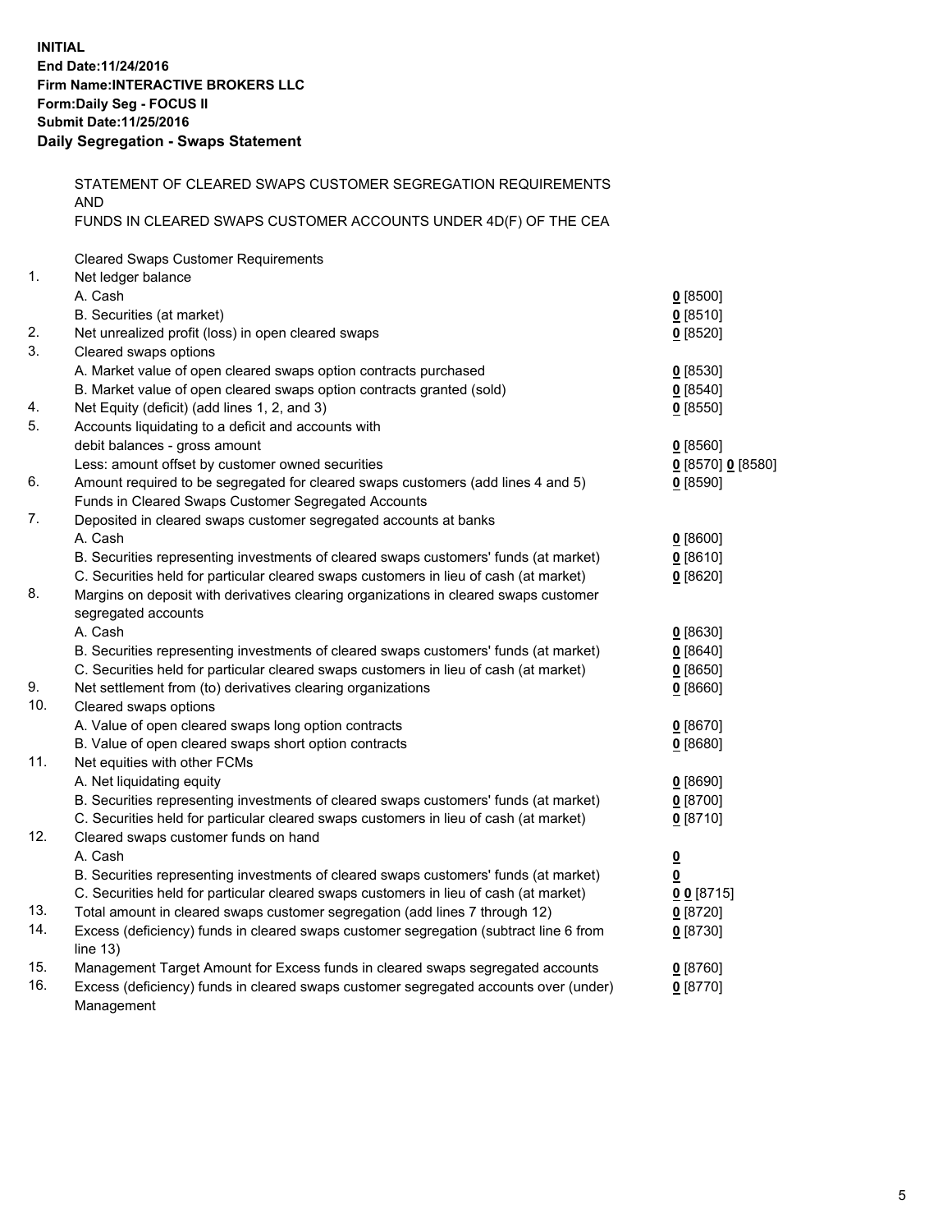**INITIAL**
**End Date:11/24/2016**
**Firm Name:INTERACTIVE BROKERS LLC**
**Form:Daily Seg - FOCUS II**
**Submit Date:11/25/2016**
**Daily Segregation - Swaps Statement**

STATEMENT OF CLEARED SWAPS CUSTOMER SEGREGATION REQUIREMENTS AND
FUNDS IN CLEARED SWAPS CUSTOMER ACCOUNTS UNDER 4D(F) OF THE CEA

| | | |
|---|---|---|
| | Cleared Swaps Customer Requirements | |
| 1. | Net ledger balance | |
| | A. Cash | 0 [8500] |
| | B. Securities (at market) | 0 [8510] |
| 2. | Net unrealized profit (loss) in open cleared swaps | 0 [8520] |
| 3. | Cleared swaps options | |
| | A. Market value of open cleared swaps option contracts purchased | 0 [8530] |
| | B. Market value of open cleared swaps option contracts granted (sold) | 0 [8540] |
| 4. | Net Equity (deficit) (add lines 1, 2, and 3) | 0 [8550] |
| 5. | Accounts liquidating to a deficit and accounts with | |
| | debit balances - gross amount | 0 [8560] |
| | Less: amount offset by customer owned securities | 0 [8570] 0 [8580] |
| 6. | Amount required to be segregated for cleared swaps customers (add lines 4 and 5) | 0 [8590] |
| | Funds in Cleared Swaps Customer Segregated Accounts | |
| 7. | Deposited in cleared swaps customer segregated accounts at banks | |
| | A. Cash | 0 [8600] |
| | B. Securities representing investments of cleared swaps customers' funds (at market) | 0 [8610] |
| | C. Securities held for particular cleared swaps customers in lieu of cash (at market) | 0 [8620] |
| 8. | Margins on deposit with derivatives clearing organizations in cleared swaps customer segregated accounts | |
| | A. Cash | 0 [8630] |
| | B. Securities representing investments of cleared swaps customers' funds (at market) | 0 [8640] |
| | C. Securities held for particular cleared swaps customers in lieu of cash (at market) | 0 [8650] |
| 9. | Net settlement from (to) derivatives clearing organizations | 0 [8660] |
| 10. | Cleared swaps options | |
| | A. Value of open cleared swaps long option contracts | 0 [8670] |
| | B. Value of open cleared swaps short option contracts | 0 [8680] |
| 11. | Net equities with other FCMs | |
| | A. Net liquidating equity | 0 [8690] |
| | B. Securities representing investments of cleared swaps customers' funds (at market) | 0 [8700] |
| | C. Securities held for particular cleared swaps customers in lieu of cash (at market) | 0 [8710] |
| 12. | Cleared swaps customer funds on hand | |
| | A. Cash | 0 |
| | B. Securities representing investments of cleared swaps customers' funds (at market) | 0 |
| | C. Securities held for particular cleared swaps customers in lieu of cash (at market) | 0 0 [8715] |
| 13. | Total amount in cleared swaps customer segregation (add lines 7 through 12) | 0 [8720] |
| 14. | Excess (deficiency) funds in cleared swaps customer segregation (subtract line 6 from line 13) | 0 [8730] |
| 15. | Management Target Amount for Excess funds in cleared swaps segregated accounts | 0 [8760] |
| 16. | Excess (deficiency) funds in cleared swaps customer segregated accounts over (under) Management | 0 [8770] |